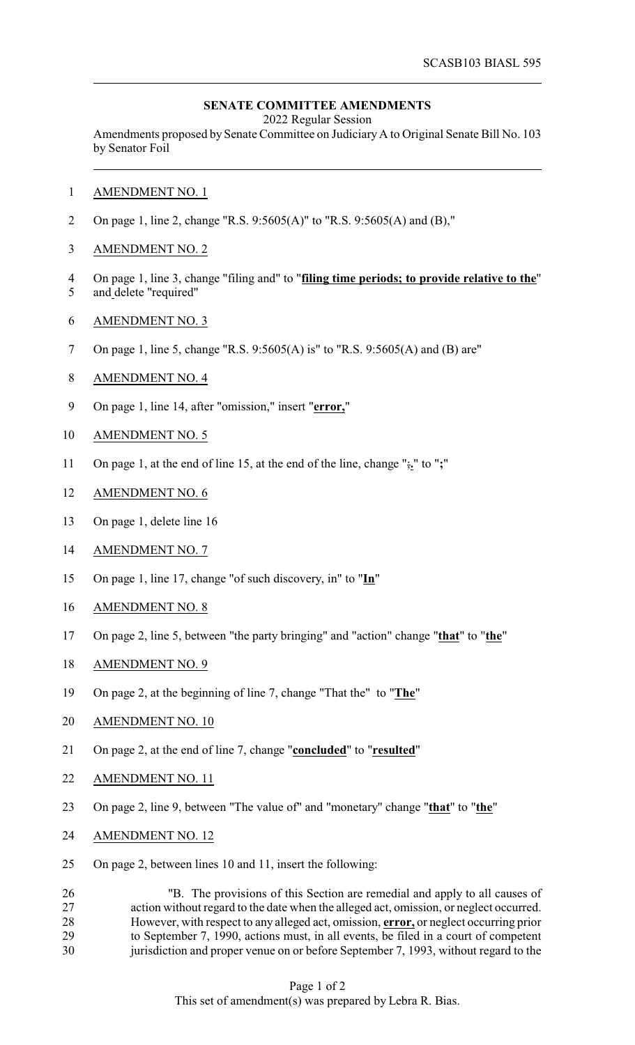SCASB103 BIASL 595

**SENATE COMMITTEE AMENDMENTS**

2022 Regular Session

Amendments proposed by Senate Committee on Judiciary A to Original Senate Bill No. 103 by Senator Foil

1 AMENDMENT NO. 1

2 On page 1, line 2, change "R.S. 9:5605(A)" to "R.S. 9:5605(A) and (B),"

3 AMENDMENT NO. 2

4 On page 1, line 3, change "filing and" to "**filing time periods; to provide relative to the**"
5 and delete "required"

6 AMENDMENT NO. 3

7 On page 1, line 5, change "R.S. 9:5605(A) is" to "R.S. 9:5605(A) and (B) are"

8 AMENDMENT NO. 4

9 On page 1, line 14, after "omission," insert "**error,**"

10 AMENDMENT NO. 5

11 On page 1, at the end of line 15, at the end of the line, change "**;.**" to "**;**"

12 AMENDMENT NO. 6

13 On page 1, delete line 16

14 AMENDMENT NO. 7

15 On page 1, line 17, change "of such discovery, in" to "**In**"

16 AMENDMENT NO. 8

17 On page 2, line 5, between "the party bringing" and "action" change "**that**" to "**the**"

18 AMENDMENT NO. 9

19 On page 2, at the beginning of line 7, change "That the" to "**The**"

20 AMENDMENT NO. 10

21 On page 2, at the end of line 7, change "**concluded**" to "**resulted**"

22 AMENDMENT NO. 11

23 On page 2, line 9, between "The value of" and "monetary" change "**that**" to "**the**"

24 AMENDMENT NO. 12

25 On page 2, between lines 10 and 11, insert the following:

26 "B. The provisions of this Section are remedial and apply to all causes of
27 action without regard to the date when the alleged act, omission, or neglect occurred.
28 However, with respect to any alleged act, omission, **error,** or neglect occurring prior
29 to September 7, 1990, actions must, in all events, be filed in a court of competent
30 jurisdiction and proper venue on or before September 7, 1993, without regard to the

This set of amendment(s) was prepared by Lebra R. Bias.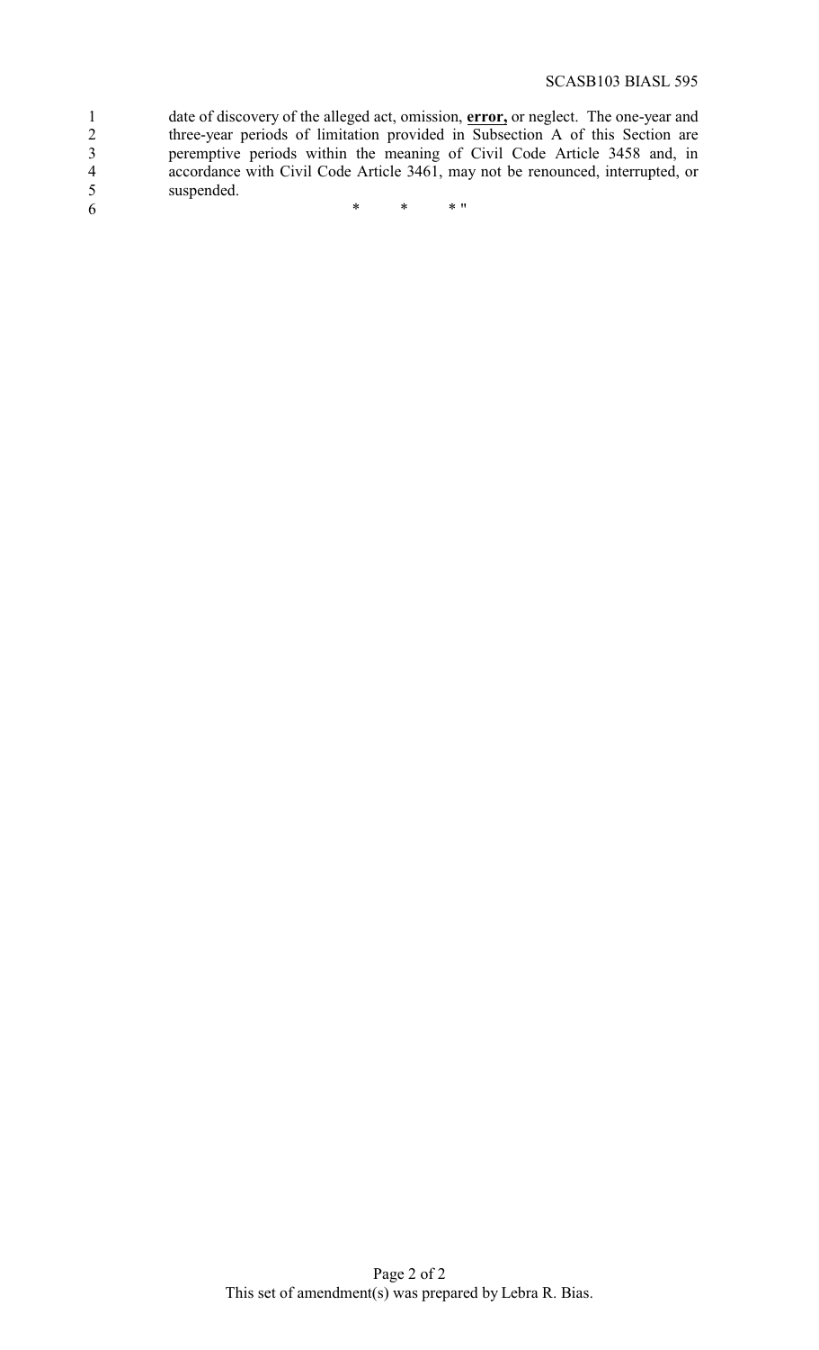date of discovery of the alleged act, omission, **error,** or neglect. The one-year and three-year periods of limitation provided in Subsection A of this Section are peremptive periods within the meaning of Civil Code Article 3458 and, in accordance with Civil Code Article 3461, may not be renounced, interrupted, or suspended.

\* \* \* "

This set of amendment(s) was prepared by Lebra R. Bias.